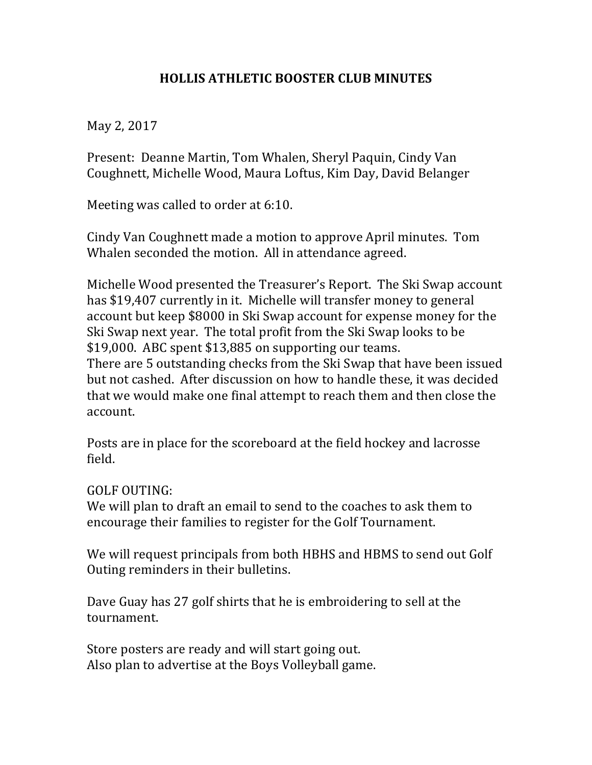# HOLLIS ATHLETIC BOOSTER CLUB MINUTES

May 2, 2017

Present: Deanne Martin, Tom Whalen, Sheryl Paquin, Cindy Van Coughnett, Michelle Wood, Maura Loftus, Kim Day, David Belanger

Meeting was called to order at 6:10.

Cindy Van Coughnett made a motion to approve April minutes. Tom Whalen seconded the motion. All in attendance agreed.

Michelle Wood presented the Treasurer's Report. The Ski Swap account has $19,407 currently in it. Michelle will transfer money to general account but keep $8000 in Ski Swap account for expense money for the Ski Swap next year. The total profit from the Ski Swap looks to be $19,000. ABC spent $13,885 on supporting our teams.
There are 5 outstanding checks from the Ski Swap that have been issued but not cashed. After discussion on how to handle these, it was decided that we would make one final attempt to reach them and then close the account.

Posts are in place for the scoreboard at the field hockey and lacrosse field.

GOLF OUTING:
We will plan to draft an email to send to the coaches to ask them to encourage their families to register for the Golf Tournament.

We will request principals from both HBHS and HBMS to send out Golf Outing reminders in their bulletins.

Dave Guay has 27 golf shirts that he is embroidering to sell at the tournament.

Store posters are ready and will start going out.
Also plan to advertise at the Boys Volleyball game.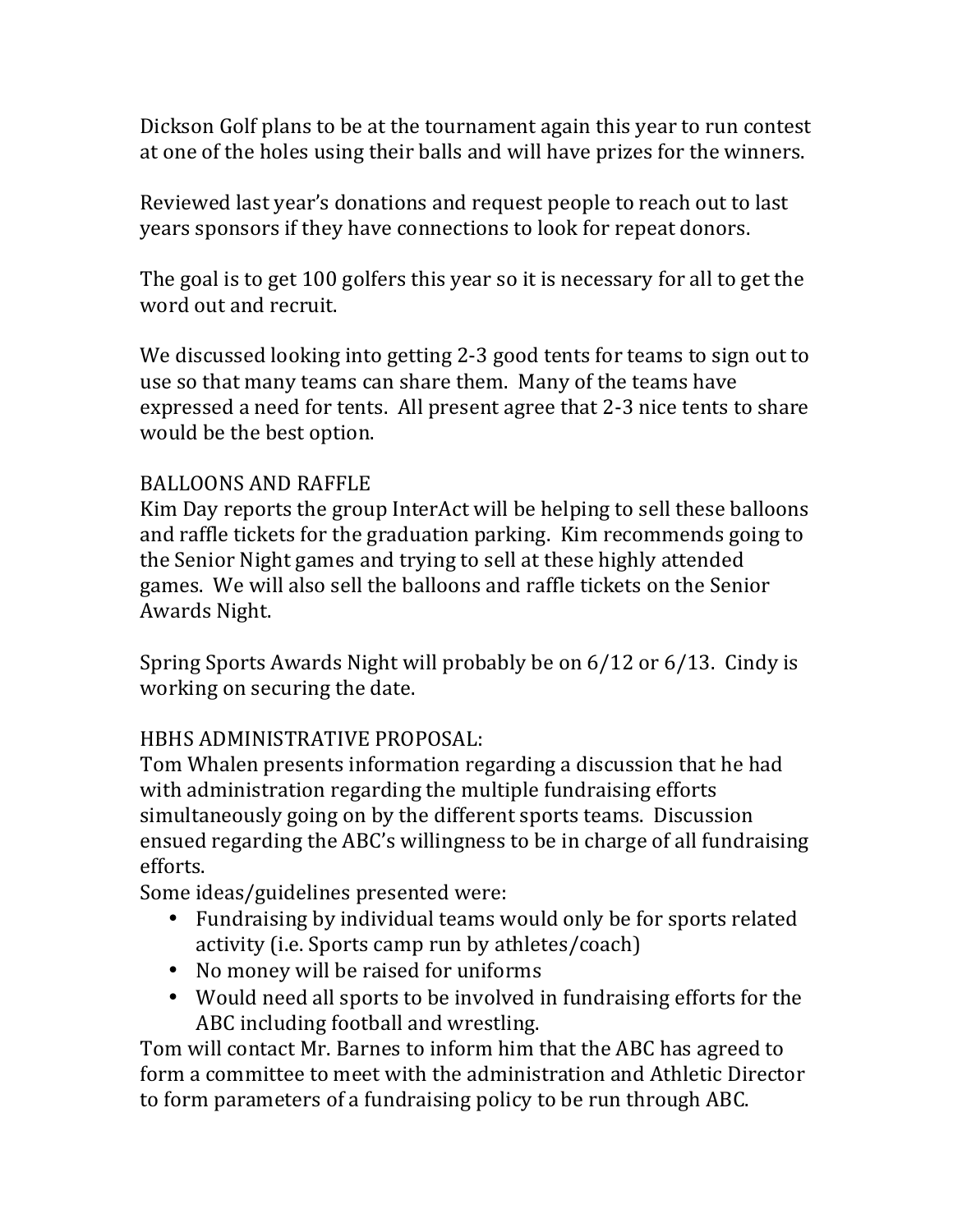Dickson Golf plans to be at the tournament again this year to run contest at one of the holes using their balls and will have prizes for the winners.

Reviewed last year's donations and request people to reach out to last years sponsors if they have connections to look for repeat donors.

The goal is to get 100 golfers this year so it is necessary for all to get the word out and recruit.

We discussed looking into getting 2-3 good tents for teams to sign out to use so that many teams can share them. Many of the teams have expressed a need for tents. All present agree that 2-3 nice tents to share would be the best option.

BALLOONS AND RAFFLE
Kim Day reports the group InterAct will be helping to sell these balloons and raffle tickets for the graduation parking. Kim recommends going to the Senior Night games and trying to sell at these highly attended games. We will also sell the balloons and raffle tickets on the Senior Awards Night.

Spring Sports Awards Night will probably be on 6/12 or 6/13. Cindy is working on securing the date.

HBHS ADMINISTRATIVE PROPOSAL:
Tom Whalen presents information regarding a discussion that he had with administration regarding the multiple fundraising efforts simultaneously going on by the different sports teams. Discussion ensued regarding the ABC's willingness to be in charge of all fundraising efforts.
Some ideas/guidelines presented were:

- Fundraising by individual teams would only be for sports related activity (i.e. Sports camp run by athletes/coach)
- No money will be raised for uniforms
- Would need all sports to be involved in fundraising efforts for the ABC including football and wrestling.

Tom will contact Mr. Barnes to inform him that the ABC has agreed to form a committee to meet with the administration and Athletic Director to form parameters of a fundraising policy to be run through ABC.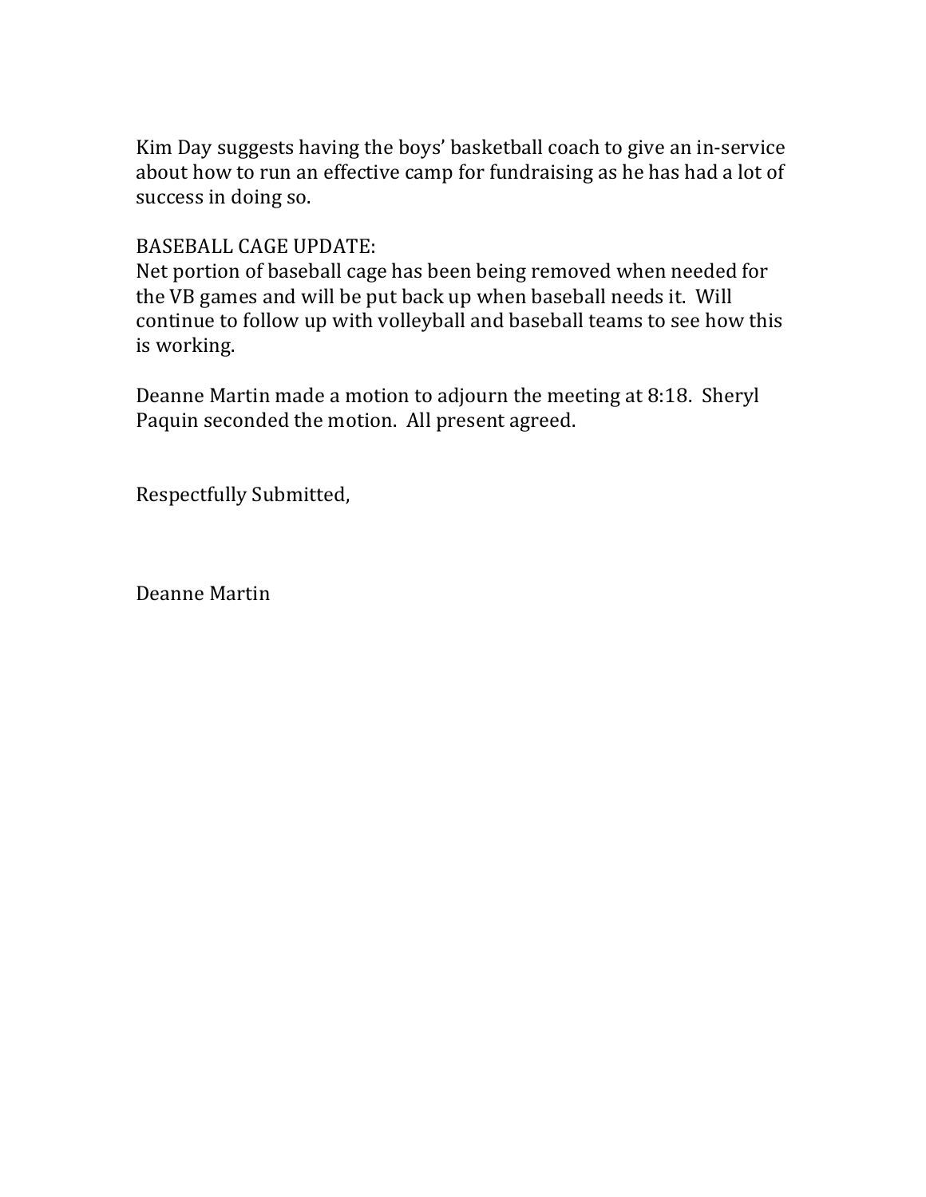Kim Day suggests having the boys' basketball coach to give an in-service about how to run an effective camp for fundraising as he has had a lot of success in doing so.

BASEBALL CAGE UPDATE:
Net portion of baseball cage has been being removed when needed for the VB games and will be put back up when baseball needs it. Will continue to follow up with volleyball and baseball teams to see how this is working.

Deanne Martin made a motion to adjourn the meeting at 8:18. Sheryl Paquin seconded the motion. All present agreed.

Respectfully Submitted,

Deanne Martin